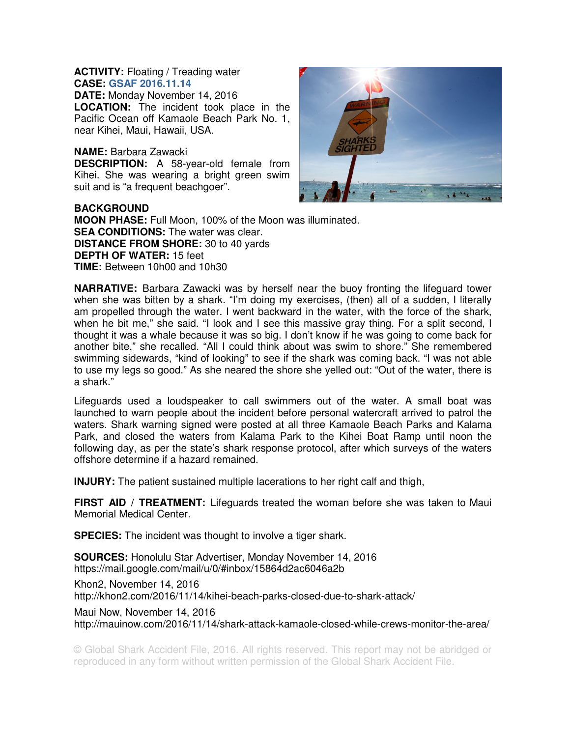**ACTIVITY:** Floating / Treading water
**CASE:** GSAF 2016.11.14
**DATE:** Monday November 14, 2016
**LOCATION:** The incident took place in the Pacific Ocean off Kamaole Beach Park No. 1, near Kihei, Maui, Hawaii, USA.

**NAME:** Barbara Zawacki
**DESCRIPTION:** A 58-year-old female from Kihei. She was wearing a bright green swim suit and is "a frequent beachgoer".

**BACKGROUND**
**MOON PHASE:** Full Moon, 100% of the Moon was illuminated.
**SEA CONDITIONS:** The water was clear.
**DISTANCE FROM SHORE:** 30 to 40 yards
**DEPTH OF WATER:** 15 feet
**TIME:** Between 10h00 and 10h30

**NARRATIVE:** Barbara Zawacki was by herself near the buoy fronting the lifeguard tower when she was bitten by a shark. "I'm doing my exercises, (then) all of a sudden, I literally am propelled through the water. I went backward in the water, with the force of the shark, when he bit me," she said. "I look and I see this massive gray thing. For a split second, I thought it was a whale because it was so big. I don't know if he was going to come back for another bite," she recalled. "All I could think about was swim to shore." She remembered swimming sidewards, "kind of looking" to see if the shark was coming back. "I was not able to use my legs so good." As she neared the shore she yelled out: "Out of the water, there is a shark."

Lifeguards used a loudspeaker to call swimmers out of the water. A small boat was launched to warn people about the incident before personal watercraft arrived to patrol the waters. Shark warning signed were posted at all three Kamaole Beach Parks and Kalama Park, and closed the waters from Kalama Park to the Kihei Boat Ramp until noon the following day, as per the state's shark response protocol, after which surveys of the waters offshore determine if a hazard remained.

**INJURY:** The patient sustained multiple lacerations to her right calf and thigh,

**FIRST AID / TREATMENT:** Lifeguards treated the woman before she was taken to Maui Memorial Medical Center.

**SPECIES:** The incident was thought to involve a tiger shark.

**SOURCES:** Honolulu Star Advertiser, Monday November 14, 2016
https://mail.google.com/mail/u/0/#inbox/15864d2ac6046a2b

Khon2, November 14, 2016
http://khon2.com/2016/11/14/kihei-beach-parks-closed-due-to-shark-attack/

Maui Now, November 14, 2016
http://mauinow.com/2016/11/14/shark-attack-kamaole-closed-while-crews-monitor-the-area/

© Global Shark Accident File, 2016. All rights reserved. This report may not be abridged or reproduced in any form without written permission of the Global Shark Accident File.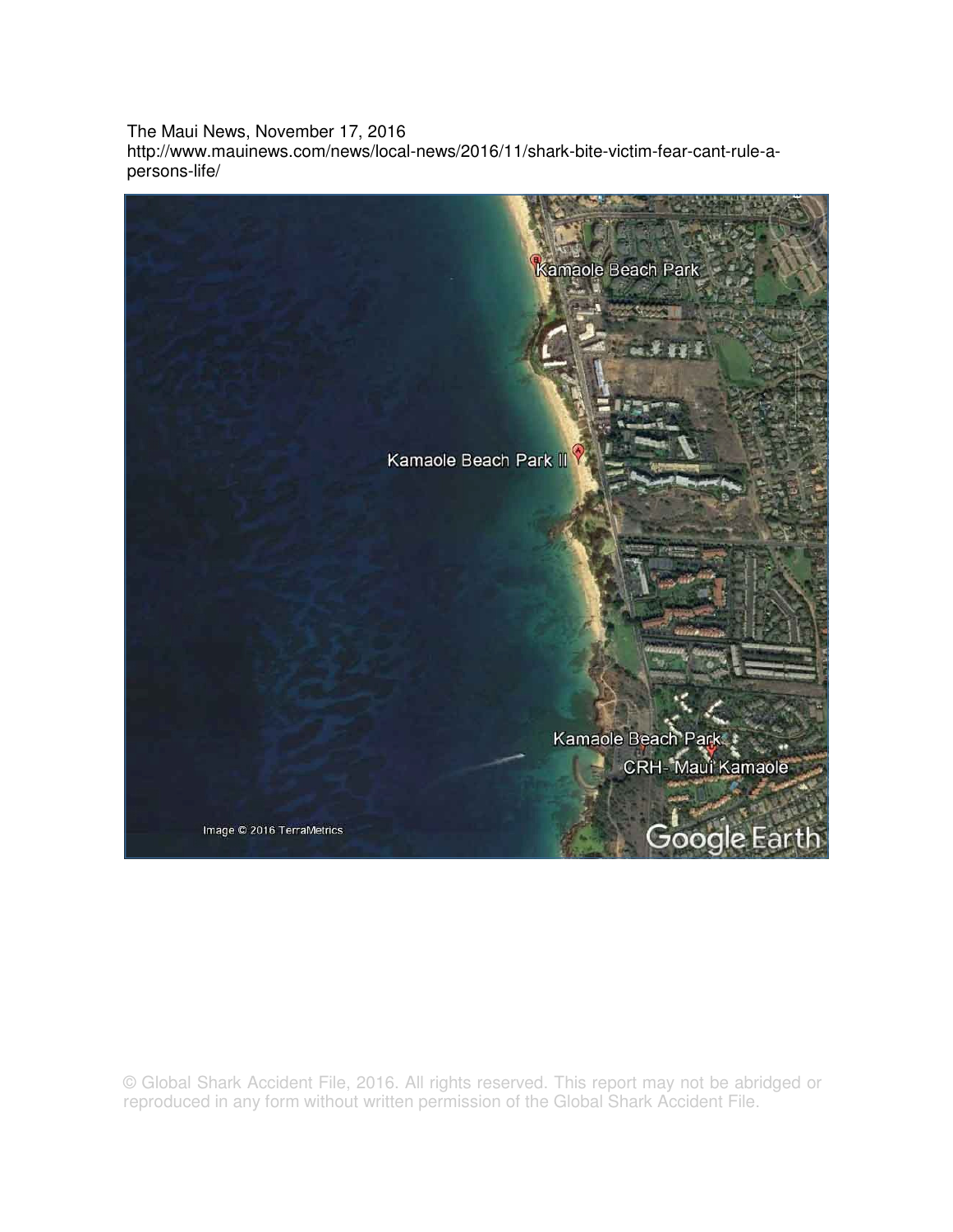The Maui News, November 17, 2016
http://www.mauinews.com/news/local-news/2016/11/shark-bite-victim-fear-cant-rule-a-persons-life/

Kamaole Beach Park

Kamaole Beach Park II

Kamaole Beach Park

CRH- Maui Kamaole

Image © 2016 TerraMetrics

Google Earth

© Global Shark Accident File, 2016. All rights reserved. This report may not be abridged or reproduced in any form without written permission of the Global Shark Accident File.